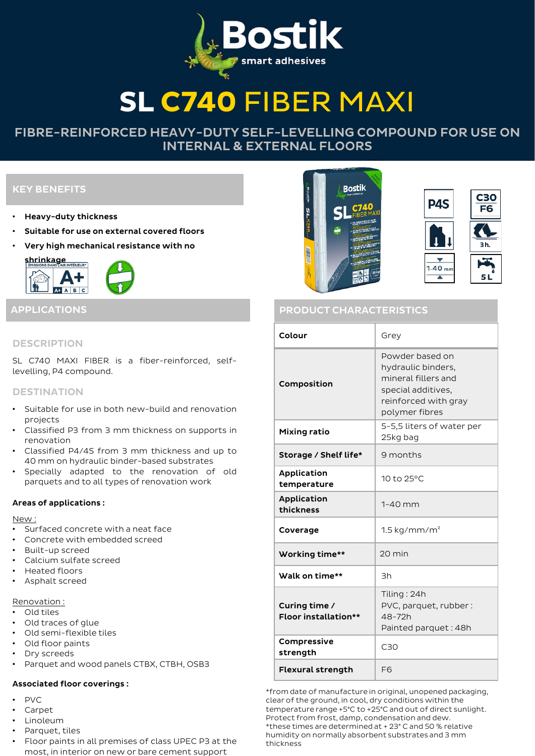# SL C740 FIBER MAXI

## FIBRE-REINFORCED HEAVY-DUTY SELF-LEVELLING COMPOUND FOR USE ON INTERNAL & EXTERNAL FLOORS

## KEY BENEFITS

- **Heavy-duty thickness**
- **Suitable for use on external covered floors**
- **Very high mechanical resistance with no shrinkage**

## APPLICATIONS

### DESCRIPTION

SL C740 MAXI FIBER is a fiber-reinforced, self-levelling, P4 compound.

### DESTINATION

- Suitable for use in both new-build and renovation projects
- Classified P3 from 3 mm thickness on supports in renovation
- Classified P4/4S from 3 mm thickness and up to 40 mm on hydraulic binder-based substrates
- Specially adapted to the renovation of old parquets and to all types of renovation work

**Areas of applications :**

New :

- Surfaced concrete with a neat face
- Concrete with embedded screed
- Built-up screed
- Calcium sulfate screed
- Heated floors
- Asphalt screed

Renovation :

- Old tiles
- Old traces of glue
- Old semi-flexible tiles
- Old floor paints
- Dry screeds
- Parquet and wood panels CTBX, CTBH, OSB3

**Associated floor coverings :**

- PVC
- Carpet
- Linoleum
- Parquet, tiles
- Floor paints in all premises of class UPEC P3 at the most, in interior on new or bare cement support

## PRODUCT CHARACTERISTICS

| | |
|---|---|
| **Colour** | Grey |
| **Composition** | Powder based on hydraulic binders, mineral fillers and special additives, reinforced with gray polymer fibres |
| **Mixing ratio** | 5-5,5 liters of water per 25kg bag |
| **Storage / Shelf life*** | 9 months |
| **Application temperature** | 10 to 25°C |
| **Application thickness** | 1-40 mm |
| **Coverage** | 1.5 kg/mm/m² |
| **Working time**** | 20 min |
| **Walk on time**** | 3h |
| **Curing time / Floor installation**** | Tiling : 24h<br>PVC, parquet, rubber : 48-72h<br>Painted parquet : 48h |
| **Compressive strength** | C30 |
| **Flexural strength** | F6 |

*from date of manufacture in original, unopened packaging, clear of the ground, in cool, dry conditions within the temperature range +5°C to +25°C and out of direct sunlight. Protect from frost, damp, condensation and dew.
*these times are determined at + 23° C and 50 % relative humidity on normally absorbent substrates and 3 mm thickness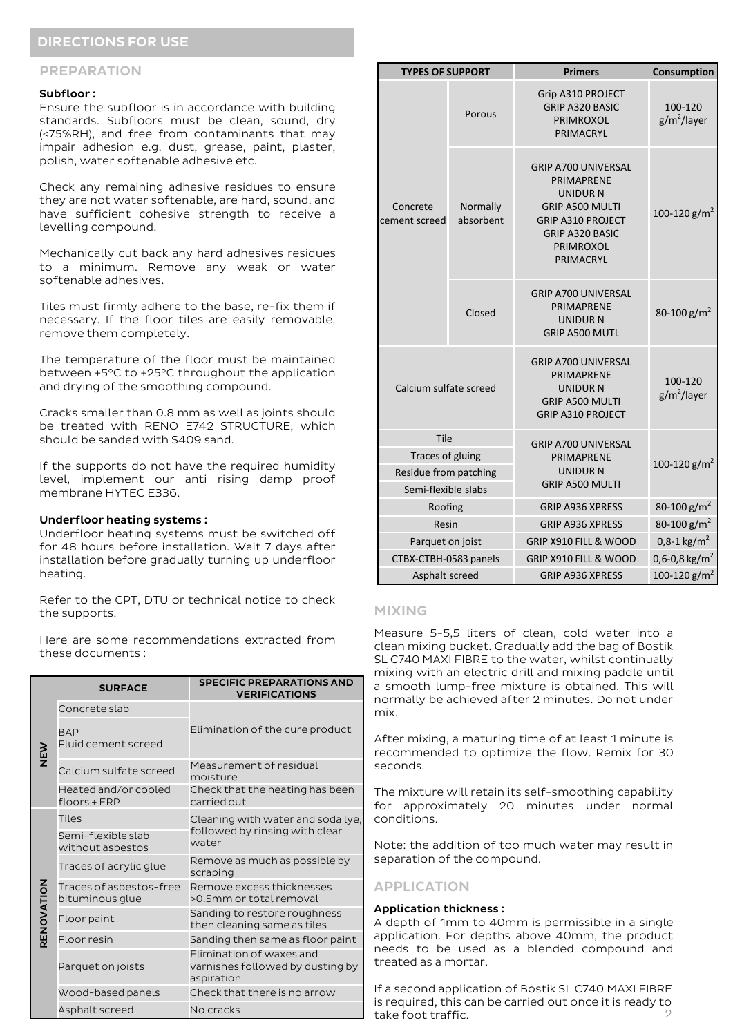## DIRECTIONS FOR USE

### PREPARATION

**Subfloor :**
Ensure the subfloor is in accordance with building standards. Subfloors must be clean, sound, dry (<75%RH), and free from contaminants that may impair adhesion e.g. dust, grease, paint, plaster, polish, water softenable adhesive etc.

Check any remaining adhesive residues to ensure they are not water softenable, are hard, sound, and have sufficient cohesive strength to receive a levelling compound.

Mechanically cut back any hard adhesives residues to a minimum. Remove any weak or water softenable adhesives.

Tiles must firmly adhere to the base, re-fix them if necessary. If the floor tiles are easily removable, remove them completely.

The temperature of the floor must be maintained between +5°C to +25°C throughout the application and drying of the smoothing compound.

Cracks smaller than 0.8 mm as well as joints should be treated with RENO E742 STRUCTURE, which should be sanded with S409 sand.

If the supports do not have the required humidity level, implement our anti rising damp proof membrane HYTEC E336.

**Underfloor heating systems :**
Underfloor heating systems must be switched off for 48 hours before installation. Wait 7 days after installation before gradually turning up underfloor heating.

Refer to the CPT, DTU or technical notice to check the supports.

Here are some recommendations extracted from these documents :

| | SURFACE | SPECIFIC PREPARATIONS AND VERIFICATIONS |
|---|---|---|
| NEW | Concrete slab | Elimination of the cure product |
| | BAP Fluid cement screed | |
| | Calcium sulfate screed | Measurement of residual moisture |
| | Heated and/or cooled floors + ERP | Check that the heating has been carried out |
| RENOVATION | Tiles | Cleaning with water and soda lye, followed by rinsing with clear water |
| | Semi-flexible slab without asbestos | |
| | Traces of acrylic glue | Remove as much as possible by scraping |
| | Traces of asbestos-free bituminous glue | Remove excess thicknesses >0.5mm or total removal |
| | Floor paint | Sanding to restore roughness then cleaning same as tiles |
| | Floor resin | Sanding then same as floor paint |
| | Parquet on joists | Elimination of waxes and varnishes followed by dusting by aspiration |
| | Wood-based panels | Check that there is no arrow |
| | Asphalt screed | No cracks |

| TYPES OF SUPPORT | | Primers | Consumption |
|---|---|---|---|
| Concrete cement screed | Porous | Grip A310 PROJECT<br>GRIP A320 BASIC<br>PRIMROXOL<br>PRIMACRYL | 100-120 g/m²/layer |
| | Normally absorbent | GRIP A700 UNIVERSAL<br>PRIMAPRENE<br>UNIDUR N<br>GRIP A500 MULTI<br>GRIP A310 PROJECT<br>GRIP A320 BASIC<br>PRIMROXOL<br>PRIMACRYL | 100-120 g/m² |
| | Closed | GRIP A700 UNIVERSAL<br>PRIMAPRENE<br>UNIDUR N<br>GRIP A500 MUTL | 80-100 g/m² |
| Calcium sulfate screed | | GRIP A700 UNIVERSAL<br>PRIMAPRENE<br>UNIDUR N<br>GRIP A500 MULTI<br>GRIP A310 PROJECT | 100-120 g/m²/layer |
| Tile<br>Traces of gluing<br>Residue from patching<br>Semi-flexible slabs | | GRIP A700 UNIVERSAL<br>PRIMAPRENE<br>UNIDUR N<br>GRIP A500 MULTI | 100-120 g/m² |
| Roofing | | GRIP A936 XPRESS | 80-100 g/m² |
| Resin | | GRIP A936 XPRESS | 80-100 g/m² |
| Parquet on joist | | GRIP X910 FILL & WOOD | 0,8-1 kg/m² |
| CTBX-CTBH-0583 panels | | GRIP X910 FILL & WOOD | 0,6-0,8 kg/m² |
| Asphalt screed | | GRIP A936 XPRESS | 100-120 g/m² |

### MIXING

Measure 5-5,5 liters of clean, cold water into a clean mixing bucket. Gradually add the bag of Bostik SL C740 MAXI FIBRE to the water, whilst continually mixing with an electric drill and mixing paddle until a smooth lump-free mixture is obtained. This will normally be achieved after 2 minutes. Do not under mix.

After mixing, a maturing time of at least 1 minute is recommended to optimize the flow. Remix for 30 seconds.

The mixture will retain its self-smoothing capability for approximately 20 minutes under normal conditions.

Note: the addition of too much water may result in separation of the compound.

### APPLICATION

**Application thickness :**
A depth of 1mm to 40mm is permissible in a single application. For depths above 40mm, the product needs to be used as a blended compound and treated as a mortar.

If a second application of Bostik SL C740 MAXI FIBRE is required, this can be carried out once it is ready to take foot traffic.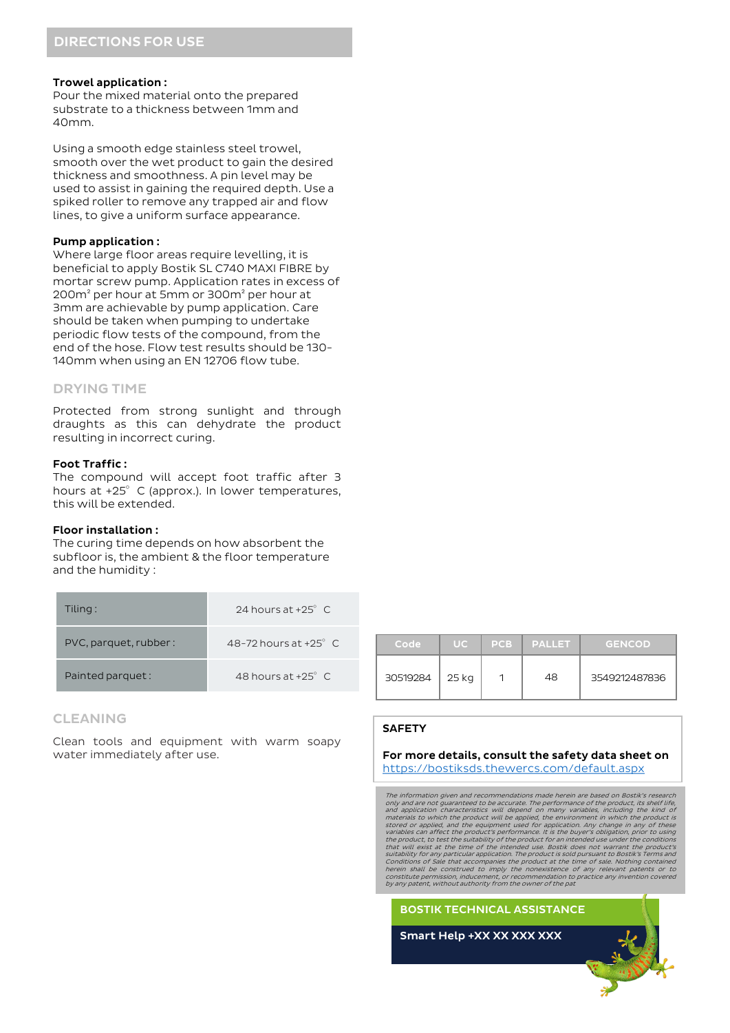## DIRECTIONS FOR USE

**Trowel application :**
Pour the mixed material onto the prepared substrate to a thickness between 1mm and 40mm.

Using a smooth edge stainless steel trowel, smooth over the wet product to gain the desired thickness and smoothness. A pin level may be used to assist in gaining the required depth. Use a spiked roller to remove any trapped air and flow lines, to give a uniform surface appearance.

**Pump application :**
Where large floor areas require levelling, it is beneficial to apply Bostik SL C740 MAXI FIBRE by mortar screw pump. Application rates in excess of 200m² per hour at 5mm or 300m² per hour at 3mm are achievable by pump application. Care should be taken when pumping to undertake periodic flow tests of the compound, from the end of the hose. Flow test results should be 130-140mm when using an EN 12706 flow tube.

## DRYING TIME

Protected from strong sunlight and through draughts as this can dehydrate the product resulting in incorrect curing.

**Foot Traffic :**
The compound will accept foot traffic after 3 hours at +25° C (approx.). In lower temperatures, this will be extended.

**Floor installation :**
The curing time depends on how absorbent the subfloor is, the ambient & the floor temperature and the humidity :

| | |
|---|---|
| Tiling : | 24 hours at +25° C |
| PVC, parquet, rubber : | 48-72 hours at +25° C |
| Painted parquet : | 48 hours at +25° C |

## CLEANING

Clean tools and equipment with warm soapy water immediately after use.

| Code | UC | PCB | PALLET | GENCOD |
|---|---|---|---|---|
| 30519284 | 25 kg | 1 | 48 | 3549212487836 |

**SAFETY**

**For more details, consult the safety data sheet on** https://bostiksds.thewercs.com/default.aspx

*The information given and recommendations made herein are based on Bostik's research only and are not guaranteed to be accurate. The performance of the product, its shelf life, and application characteristics will depend on many variables, including the kind of materials to which the product will be applied, the environment in which the product is stored or applied, and the equipment used for application. Any change in any of these variables can affect the product's performance. It is the buyer's obligation, prior to using the product, to test the suitability of the product for an intended use under the conditions that will exist at the time of the intended use. Bostik does not warrant the product's suitability for any particular application. The product is sold pursuant to Bostik's Terms and Conditions of Sale that accompanies the product at the time of sale. Nothing contained herein shall be construed to imply the nonexistence of any relevant patents or to constitute permission, inducement, or recommendation to practice any invention covered by any patent, without authority from the owner of the pat*

**BOSTIK TECHNICAL ASSISTANCE**

**Smart Help +XX XX XXX XXX**